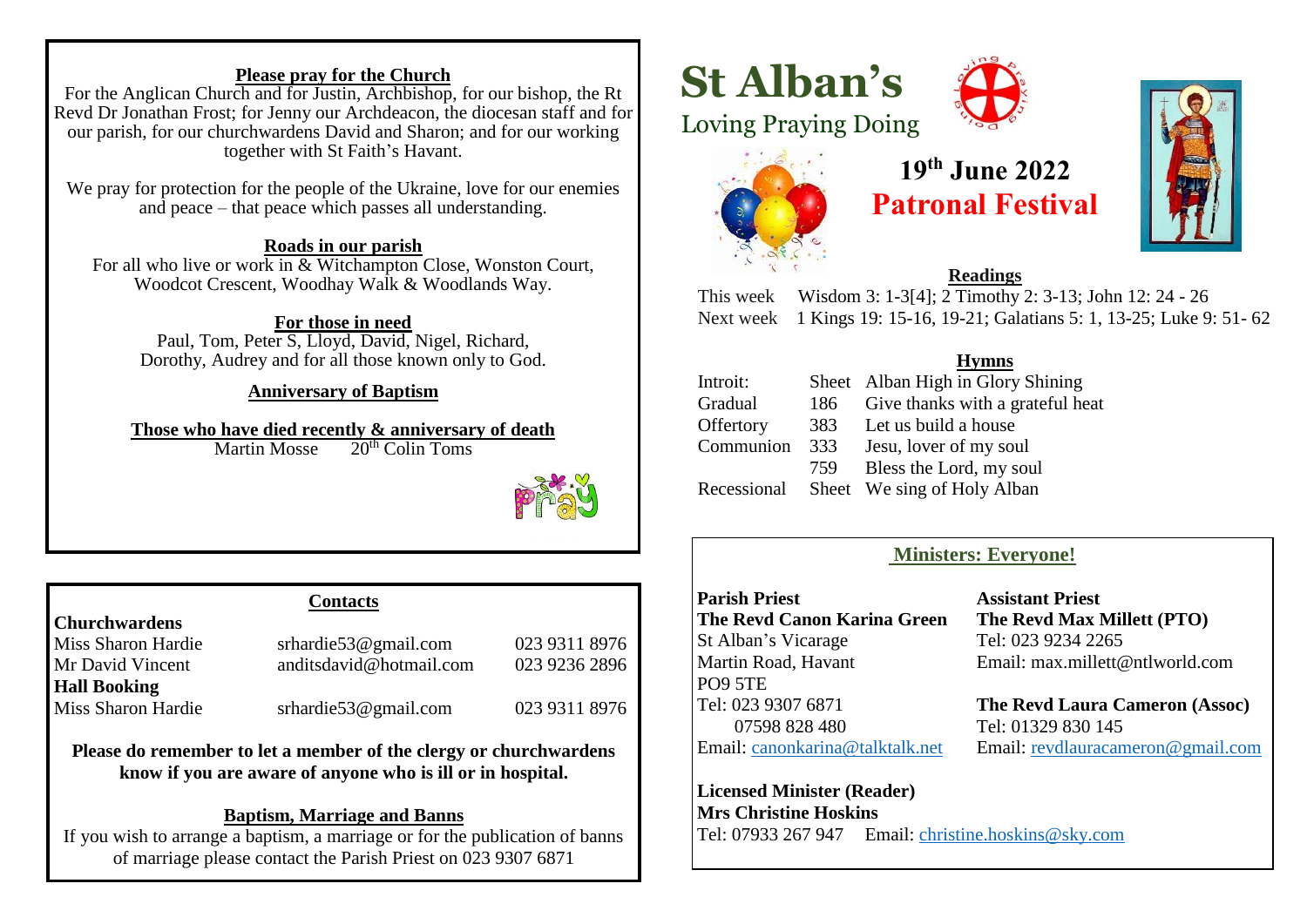# St Alban's

Loving Praying Doing

## 19th June 2022
## Patronal Festival

### Readings

This week Wisdom 3: 1-3[4]; 2 Timothy 2: 3-13; John 12: 24 - 26
Next week 1 Kings 19: 15-16, 19-21; Galatians 5: 1, 13-25; Luke 9: 51- 62

### Hymns

| | | |
|---|---|---|
| Introit: | Sheet | Alban High in Glory Shining |
| Gradual | 186 | Give thanks with a grateful heat |
| Offertory | 383 | Let us build a house |
| Communion | 333 | Jesu, lover of my soul |
| | 759 | Bless the Lord, my soul |
| Recessional | Sheet | We sing of Holy Alban |

### Ministers: Everyone!

**Parish Priest**
**The Revd Canon Karina Green**
St Alban's Vicarage
Martin Road, Havant
PO9 5TE
Tel: 023 9307 6871
07598 828 480
Email: canonkarina@talktalk.net

**Assistant Priest**
**The Revd Max Millett (PTO)**
Tel: 023 9234 2265
Email: max.millett@ntlworld.com

**The Revd Laura Cameron (Assoc)**
Tel: 01329 830 145
Email: revdlauracameron@gmail.com

**Licensed Minister (Reader)**
**Mrs Christine Hoskins**
Tel: 07933 267 947 Email: christine.hoskins@sky.com

---

### Please pray for the Church

For the Anglican Church and for Justin, Archbishop, for our bishop, the Rt Revd Dr Jonathan Frost; for Jenny our Archdeacon, the diocesan staff and for our parish, for our churchwardens David and Sharon; and for our working together with St Faith's Havant.

We pray for protection for the people of the Ukraine, love for our enemies and peace – that peace which passes all understanding.

### Roads in our parish

For all who live or work in & Witchampton Close, Wonston Court, Woodcot Crescent, Woodhay Walk & Woodlands Way.

### For those in need

Paul, Tom, Peter S, Lloyd, David, Nigel, Richard, Dorothy, Audrey and for all those known only to God.

### Anniversary of Baptism

### Those who have died recently & anniversary of death

Martin Mosse 20th Colin Toms

### Contacts

| | | |
|---|---|---|
| **Churchwardens** | | |
| Miss Sharon Hardie | srhardie53@gmail.com | 023 9311 8976 |
| Mr David Vincent | anditsdavid@hotmail.com | 023 9236 2896 |
| **Hall Booking** | | |
| Miss Sharon Hardie | srhardie53@gmail.com | 023 9311 8976 |

**Please do remember to let a member of the clergy or churchwardens know if you are aware of anyone who is ill or in hospital.**

### Baptism, Marriage and Banns

If you wish to arrange a baptism, a marriage or for the publication of banns of marriage please contact the Parish Priest on 023 9307 6871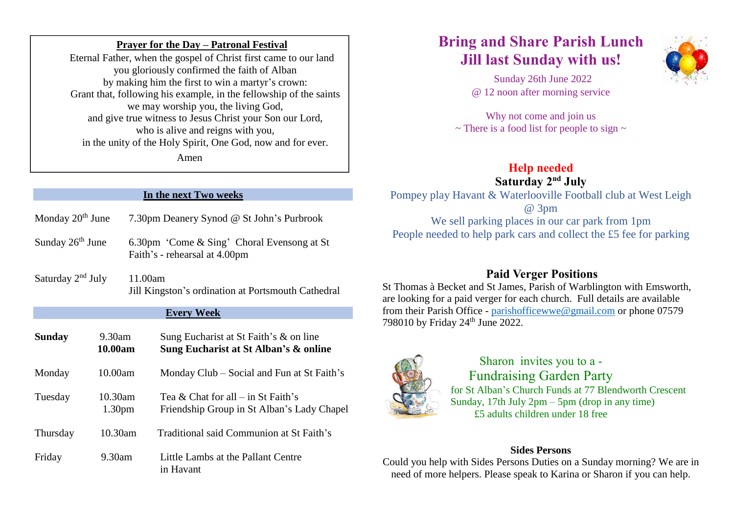**Prayer for the Day – Patronal Festival**

Eternal Father, when the gospel of Christ first came to our land
you gloriously confirmed the faith of Alban
by making him the first to win a martyr's crown:
Grant that, following his example, in the fellowship of the saints
we may worship you, the living God,
and give true witness to Jesus Christ your Son our Lord,
who is alive and reigns with you,
in the unity of the Holy Spirit, One God, now and for ever.
Amen

## In the next Two weeks

| | |
|---|---|
| Monday 20th June | 7.30pm Deanery Synod @ St John's Purbrook |
| Sunday 26th June | 6.30pm 'Come & Sing' Choral Evensong at St Faith's - rehearsal at 4.00pm |
| Saturday 2nd July | 11.00am Jill Kingston's ordination at Portsmouth Cathedral |

## Every Week

| | | |
|---|---|---|
| **Sunday** | 9.30am<br>**10.00am** | Sung Eucharist at St Faith's & on line<br>**Sung Eucharist at St Alban's & online** |
| Monday | 10.00am | Monday Club – Social and Fun at St Faith's |
| Tuesday | 10.30am<br>1.30pm | Tea & Chat for all – in St Faith's<br>Friendship Group in St Alban's Lady Chapel |
| Thursday | 10.30am | Traditional said Communion at St Faith's |
| Friday | 9.30am | Little Lambs at the Pallant Centre in Havant |

## Bring and Share Parish Lunch
## Jill last Sunday with us!

Sunday 26th June 2022
@ 12 noon after morning service

Why not come and join us
~ There is a food list for people to sign ~

## Help needed
**Saturday 2nd July**

Pompey play Havant & Waterlooville Football club at West Leigh
@ 3pm
We sell parking places in our car park from 1pm
People needed to help park cars and collect the £5 fee for parking

## Paid Verger Positions

St Thomas à Becket and St James, Parish of Warblington with Emsworth, are looking for a paid verger for each church. Full details are available from their Parish Office - parishofficewwe@gmail.com or phone 07579 798010 by Friday 24th June 2022.

Sharon invites you to a -
Fundraising Garden Party
for St Alban's Church Funds at 77 Blendworth Crescent
Sunday, 17th July 2pm – 5pm (drop in any time)
£5 adults children under 18 free

**Sides Persons**

Could you help with Sides Persons Duties on a Sunday morning? We are in need of more helpers. Please speak to Karina or Sharon if you can help.